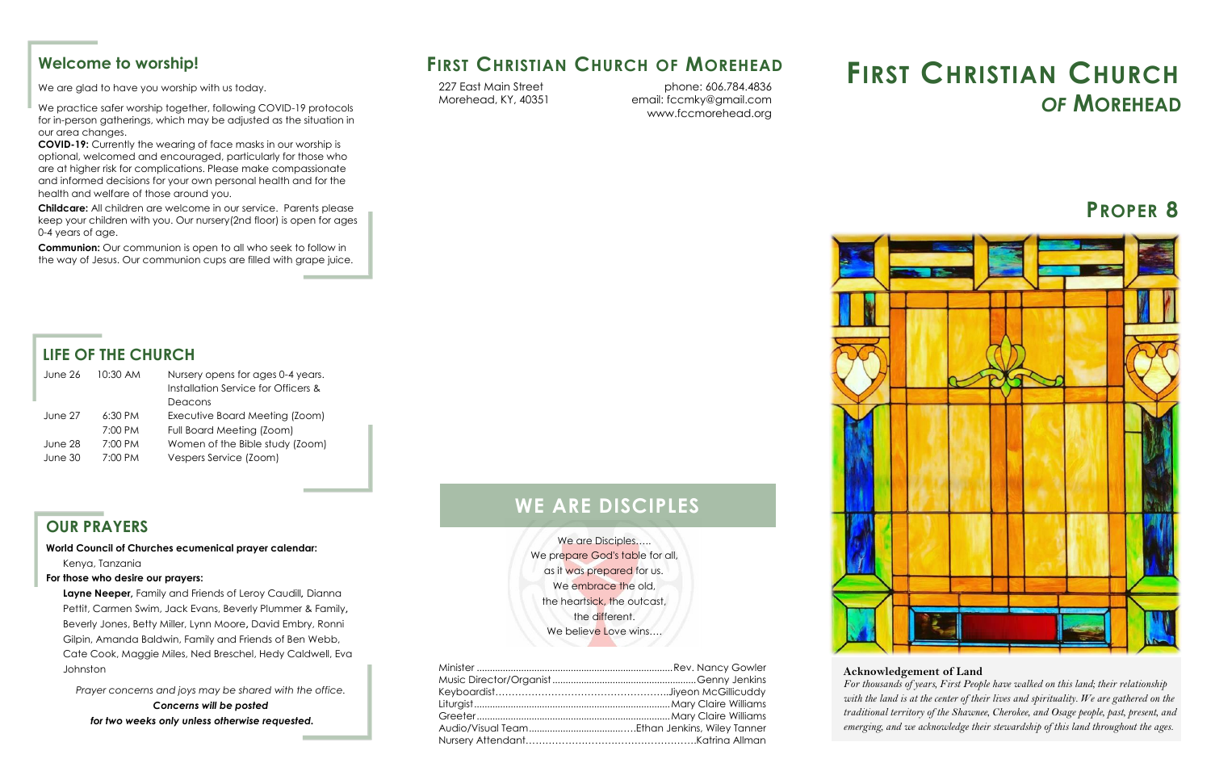## Welcome to worship!

We are glad to have you worship with us today.

We practice safer worship together, following COVID-19 protocols for in-person gatherings, which may be adjusted as the situation in our area changes.

**COVID-19:** Currently the wearing of face masks in our worship is optional, welcomed and encouraged, particularly for those who are at higher risk for complications. Please make compassionate and informed decisions for your own personal health and for the health and welfare of those around you.

**Childcare:** All children are welcome in our service. Parents please keep your children with you. Our nursery(2nd floor) is open for ages 0-4 years of age.

**Communion:** Our communion is open to all who seek to follow in the way of Jesus. Our communion cups are filled with grape juice.

## LIFE OF THE CHURCH

| | | |
|---|---|---|
| June 26 | 10:30 AM | Nursery opens for ages 0-4 years. Installation Service for Officers & Deacons |
| June 27 | 6:30 PM | Executive Board Meeting (Zoom) |
| | 7:00 PM | Full Board Meeting (Zoom) |
| June 28 | 7:00 PM | Women of the Bible study (Zoom) |
| June 30 | 7:00 PM | Vespers Service (Zoom) |

## OUR PRAYERS

**World Council of Churches ecumenical prayer calendar:**

Kenya, Tanzania

**For those who desire our prayers:**

**Layne Neeper,** Family and Friends of Leroy Caudill, Dianna Pettit, Carmen Swim, Jack Evans, Beverly Plummer & Family**,** Beverly Jones, Betty Miller, Lynn Moore**,** David Embry, Ronni Gilpin, Amanda Baldwin, Family and Friends of Ben Webb, Cate Cook, Maggie Miles, Ned Breschel, Hedy Caldwell, Eva Johnston

*Prayer concerns and joys may be shared with the office.*

***Concerns will be posted***

***for two weeks only unless otherwise requested.***

## FIRST CHRISTIAN CHURCH OF MOREHEAD

227 East Main Street
Morehead, KY, 40351

phone: 606.784.4836
email: fccmky@gmail.com
www.fccmorehead.org

## WE ARE DISCIPLES

We are Disciples.....
We prepare God's table for all,
as it was prepared for us.
We embrace the old,
the heartsick, the outcast,
the different.
We believe Love wins....

Minister .......... Rev. Nancy Gowler
Music Director/Organist .......... Genny Jenkins
Keyboardist .......... Jiyeon McGillicuddy
Liturgist .......... Mary Claire Williams
Greeter .......... Mary Claire Williams
Audio/Visual Team .......... Ethan Jenkins, Wiley Tanner
Nursery Attendant .......... Katrina Allman

# FIRST CHRISTIAN CHURCH *OF* MOREHEAD

## PROPER 8

**Acknowledgement of Land**

*For thousands of years, First People have walked on this land; their relationship with the land is at the center of their lives and spirituality. We are gathered on the traditional territory of the Shawnee, Cherokee, and Osage people, past, present, and emerging, and we acknowledge their stewardship of this land throughout the ages.*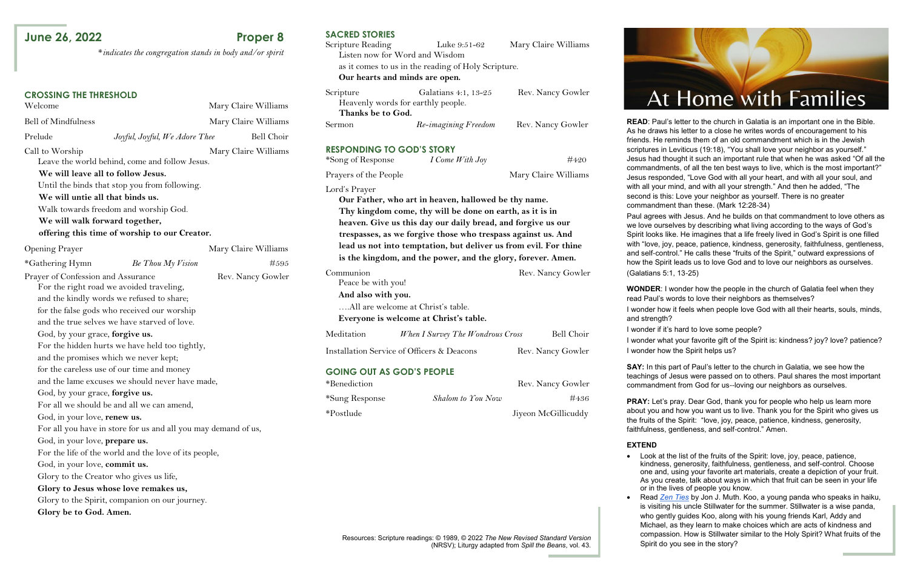## June 26, 2022 — Proper 8

*\*indicates the congregation stands in body and/or spirit*

### CROSSING THE THRESHOLD

Welcome — Mary Claire Williams

Bell of Mindfulness — Mary Claire Williams

Prelude — *Joyful, Joyful, We Adore Thee* — Bell Choir

Call to Worship — Mary Claire Williams

Leave the world behind, come and follow Jesus.
**We will leave all to follow Jesus.**
Until the binds that stop you from following.
**We will untie all that binds us.**
Walk towards freedom and worship God.
**We will walk forward together,**
**offering this time of worship to our Creator.**

Opening Prayer — Mary Claire Williams

\*Gathering Hymn — *Be Thou My Vision* — #595

Prayer of Confession and Assurance — Rev. Nancy Gowler

For the right road we avoided traveling,
and the kindly words we refused to share;
for the false gods who received our worship
and the true selves we have starved of love.
God, by your grace, **forgive us.**
For the hidden hurts we have held too tightly,
and the promises which we never kept;
for the careless use of our time and money
and the lame excuses we should never have made,
God, by your grace, **forgive us.**
For all we should be and all we can amend,
God, in your love, **renew us.**
For all you have in store for us and all you may demand of us,
God, in your love, **prepare us.**
For the life of the world and the love of its people,
God, in your love, **commit us.**
Glory to the Creator who gives us life,
**Glory to Jesus whose love remakes us,**
Glory to the Spirit, companion on our journey.
**Glory be to God. Amen.**

### SACRED STORIES

Scripture Reading — Luke 9:51-62 — Mary Claire Williams

Listen now for Word and Wisdom
as it comes to us in the reading of Holy Scripture.
**Our hearts and minds are open.**

Scripture — Galatians 4:1, 13-25 — Rev. Nancy Gowler

Heavenly words for earthly people.
**Thanks be to God.**

Sermon — *Re-imagining Freedom* — Rev. Nancy Gowler

### RESPONDING TO GOD'S STORY

\*Song of Response — *I Come With Joy* — #420

Prayers of the People — Mary Claire Williams

Lord's Prayer

**Our Father, who art in heaven, hallowed be thy name. Thy kingdom come, thy will be done on earth, as it is in heaven. Give us this day our daily bread, and forgive us our trespasses, as we forgive those who trespass against us. And lead us not into temptation, but deliver us from evil. For thine is the kingdom, and the power, and the glory, forever. Amen.**

Communion — Rev. Nancy Gowler

Peace be with you!
**And also with you.**
….All are welcome at Christ's table.
**Everyone is welcome at Christ's table.**

Meditation — *When I Survey The Wondrous Cross* — Bell Choir

Installation Service of Officers & Deacons — Rev. Nancy Gowler

### GOING OUT AS GOD'S PEOPLE

\*Benediction — Rev. Nancy Gowler

\*Sung Response — *Shalom to You Now* — #436

\*Postlude — Jiyeon McGillicuddy

Resources: Scripture readings: © 1989, © 2022 *The New Revised Standard Version* (NRSV); Liturgy adapted from *Spill the Beans*, vol. 43.

## At Home with Families

**READ**: Paul's letter to the church in Galatia is an important one in the Bible. As he draws his letter to a close he writes words of encouragement to his friends. He reminds them of an old commandment which is in the Jewish scriptures in Leviticus (19:18), "You shall love your neighbor as yourself." Jesus had thought it such an important rule that when he was asked "Of all the commandments, of all the ten best ways to live, which is the most important?" Jesus responded, "Love God with all your heart, and with all your soul, and with all your mind, and with all your strength." And then he added, "The second is this: Love your neighbor as yourself. There is no greater commandment than these. (Mark 12:28-34)

Paul agrees with Jesus. And he builds on that commandment to love others as we love ourselves by describing what living according to the ways of God's Spirit looks like. He imagines that a life freely lived in God's Spirit is one filled with "love, joy, peace, patience, kindness, generosity, faithfulness, gentleness, and self-control." He calls these "fruits of the Spirit," outward expressions of how the Spirit leads us to love God and to love our neighbors as ourselves. (Galatians 5:1, 13-25)

**WONDER**: I wonder how the people in the church of Galatia feel when they read Paul's words to love their neighbors as themselves?

I wonder how it feels when people love God with all their hearts, souls, minds, and strength?

I wonder if it's hard to love some people?

I wonder what your favorite gift of the Spirit is: kindness? joy? love? patience?

I wonder how the Spirit helps us?

**SAY:** In this part of Paul's letter to the church in Galatia, we see how the teachings of Jesus were passed on to others. Paul shares the most important commandment from God for us--loving our neighbors as ourselves.

**PRAY:** Let's pray. Dear God, thank you for people who help us learn more about you and how you want us to live. Thank you for the Spirit who gives us the fruits of the Spirit: "love, joy, peace, patience, kindness, generosity, faithfulness, gentleness, and self-control." Amen.

**EXTEND**

- Look at the list of the fruits of the Spirit: love, joy, peace, patience, kindness, generosity, faithfulness, gentleness, and self-control. Choose one and, using your favorite art materials, create a depiction of your fruit. As you create, talk about ways in which that fruit can be seen in your life or in the lives of people you know.
- Read *Zen Ties* by Jon J. Muth. Koo, a young panda who speaks in haiku, is visiting his uncle Stillwater for the summer. Stillwater is a wise panda, who gently guides Koo, along with his young friends Karl, Addy and Michael, as they learn to make choices which are acts of kindness and compassion. How is Stillwater similar to the Holy Spirit? What fruits of the Spirit do you see in the story?